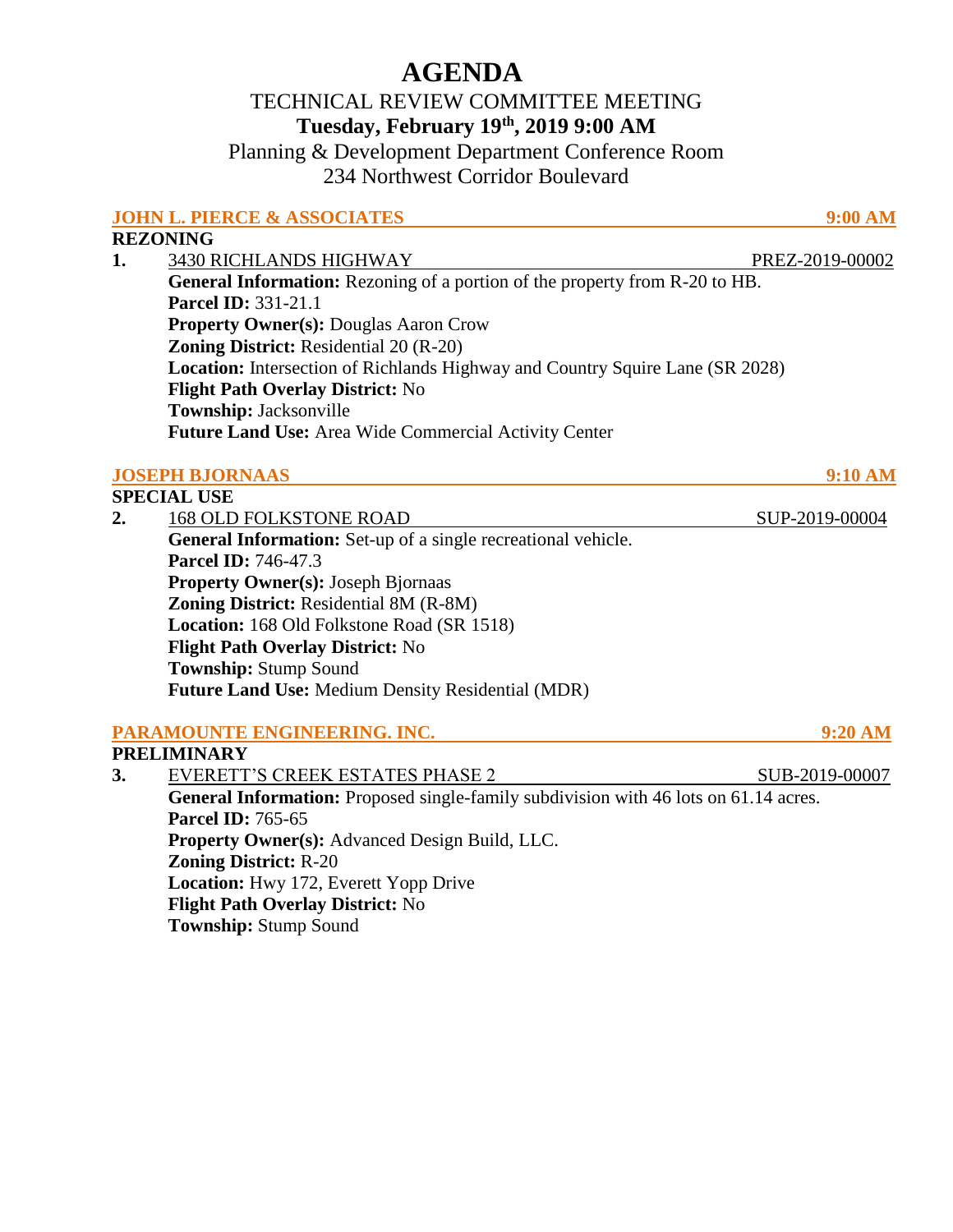# AGENDA

TECHNICAL REVIEW COMMITTEE MEETING

**Tuesday, February 19th, 2019 9:00 AM**

Planning & Development Department Conference Room

234 Northwest Corridor Boulevard

### JOHN L. PIERCE & ASSOCIATES — 9:00 AM

**REZONING**

**1.** 3430 RICHLANDS HIGHWAY — PREZ-2019-00002

**General Information:** Rezoning of a portion of the property from R-20 to HB.
**Parcel ID:** 331-21.1
**Property Owner(s):** Douglas Aaron Crow
**Zoning District:** Residential 20 (R-20)
**Location:** Intersection of Richlands Highway and Country Squire Lane (SR 2028)
**Flight Path Overlay District:** No
**Township:** Jacksonville
**Future Land Use:** Area Wide Commercial Activity Center

### JOSEPH BJORNAAS — 9:10 AM

**SPECIAL USE**

**2.** 168 OLD FOLKSTONE ROAD — SUP-2019-00004

**General Information:** Set-up of a single recreational vehicle.
**Parcel ID:** 746-47.3
**Property Owner(s):** Joseph Bjornaas
**Zoning District:** Residential 8M (R-8M)
**Location:** 168 Old Folkstone Road (SR 1518)
**Flight Path Overlay District:** No
**Township:** Stump Sound
**Future Land Use:** Medium Density Residential (MDR)

### PARAMOUNTE ENGINEERING. INC. — 9:20 AM

**PRELIMINARY**

**3.** EVERETT'S CREEK ESTATES PHASE 2 — SUB-2019-00007

**General Information:** Proposed single-family subdivision with 46 lots on 61.14 acres.
**Parcel ID:** 765-65
**Property Owner(s):** Advanced Design Build, LLC.
**Zoning District:** R-20
**Location:** Hwy 172, Everett Yopp Drive
**Flight Path Overlay District:** No
**Township:** Stump Sound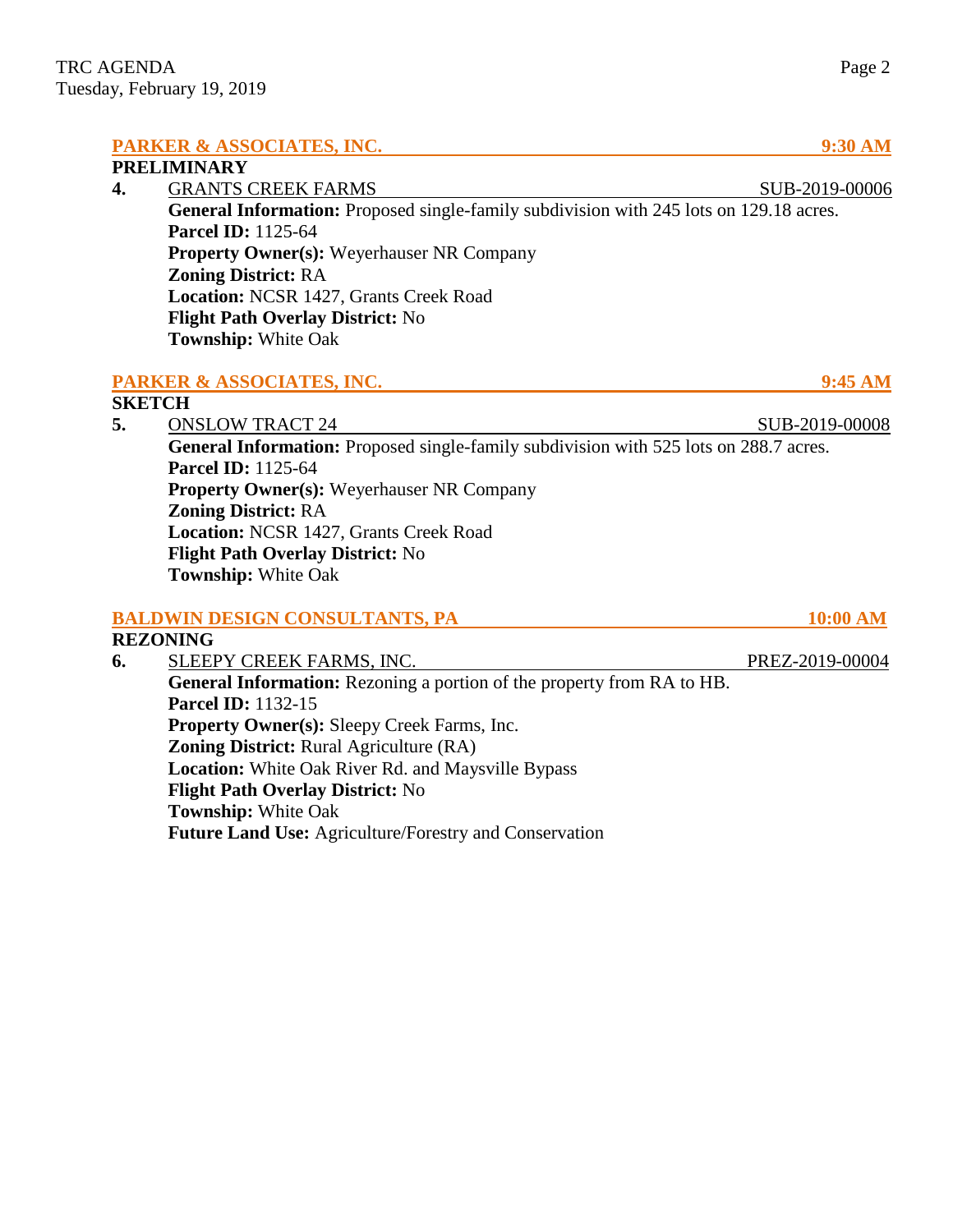### PARKER & ASSOCIATES, INC. — 9:30 AM

**PRELIMINARY**

**4.** GRANTS CREEK FARMS — SUB-2019-00006

**General Information:** Proposed single-family subdivision with 245 lots on 129.18 acres.
**Parcel ID:** 1125-64
**Property Owner(s):** Weyerhauser NR Company
**Zoning District:** RA
**Location:** NCSR 1427, Grants Creek Road
**Flight Path Overlay District:** No
**Township:** White Oak

### PARKER & ASSOCIATES, INC. — 9:45 AM

**SKETCH**

**5.** ONSLOW TRACT 24 — SUB-2019-00008

**General Information:** Proposed single-family subdivision with 525 lots on 288.7 acres.
**Parcel ID:** 1125-64
**Property Owner(s):** Weyerhauser NR Company
**Zoning District:** RA
**Location:** NCSR 1427, Grants Creek Road
**Flight Path Overlay District:** No
**Township:** White Oak

### BALDWIN DESIGN CONSULTANTS, PA — 10:00 AM

**REZONING**

**6.** SLEEPY CREEK FARMS, INC. — PREZ-2019-00004

**General Information:** Rezoning a portion of the property from RA to HB.
**Parcel ID:** 1132-15
**Property Owner(s):** Sleepy Creek Farms, Inc.
**Zoning District:** Rural Agriculture (RA)
**Location:** White Oak River Rd. and Maysville Bypass
**Flight Path Overlay District:** No
**Township:** White Oak
**Future Land Use:** Agriculture/Forestry and Conservation